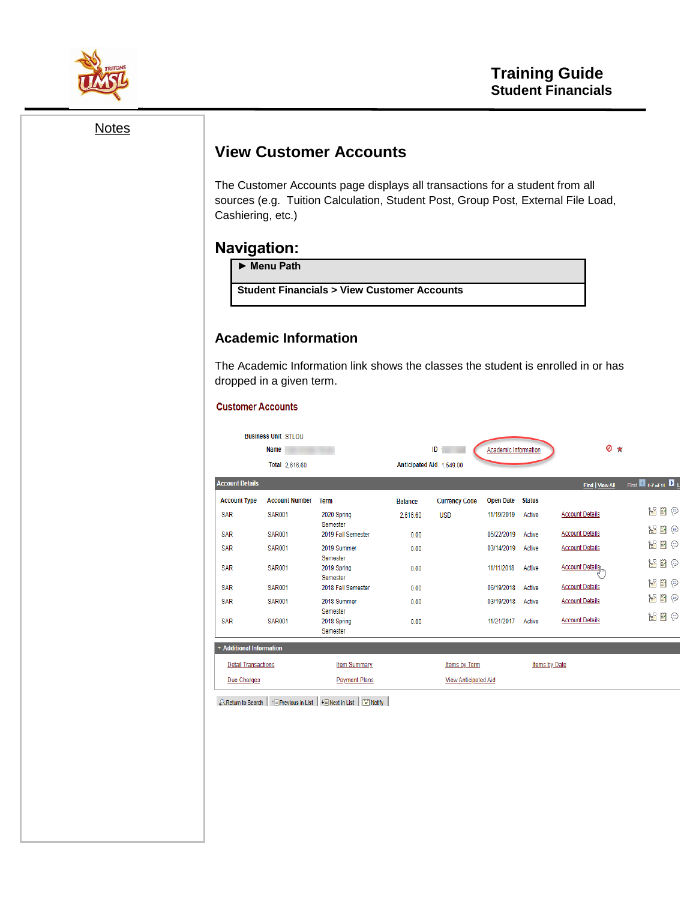# Training Guide
## Student Financials

Notes

## View Customer Accounts

The Customer Accounts page displays all transactions for a student from all sources (e.g. Tuition Calculation, Student Post, Group Post, External File Load, Cashiering, etc.)

## Navigation:

| ► Menu Path |
|---|
| **Student Financials > View Customer Accounts** |

### Academic Information

The Academic Information link shows the classes the student is enrolled in or has dropped in a given term.

**Customer Accounts**

Business Unit STLOU

Name

ID

Academic Information

Total 2,616.60

Anticipated Aid 1,549.00

**Account Details**

Find | View All     First 1-7 of 11

| Account Type | Account Number | Term | Balance | Currency Code | Open Date | Status | |
|---|---|---|---|---|---|---|---|
| SAR | SAR001 | 2020 Spring Semester | 2,616.60 | USD | 11/19/2019 | Active | Account Details |
| SAR | SAR001 | 2019 Fall Semester | 0.00 | | 05/22/2019 | Active | Account Details |
| SAR | SAR001 | 2019 Summer Semester | 0.00 | | 03/14/2019 | Active | Account Details |
| SAR | SAR001 | 2019 Spring Semester | 0.00 | | 11/11/2018 | Active | Account Details |
| SAR | SAR001 | 2018 Fall Semester | 0.00 | | 06/19/2018 | Active | Account Details |
| SAR | SAR001 | 2018 Summer Semester | 0.00 | | 03/19/2018 | Active | Account Details |
| SAR | SAR001 | 2018 Spring Semester | 0.00 | | 11/21/2017 | Active | Account Details |

**Additional Information**

| | | | |
|---|---|---|---|
| Detail Transactions | Item Summary | Items by Term | Items by Date |
| Due Charges | Payment Plans | View Anticipated Aid | |

Return to Search | Previous in List | Next in List | Notify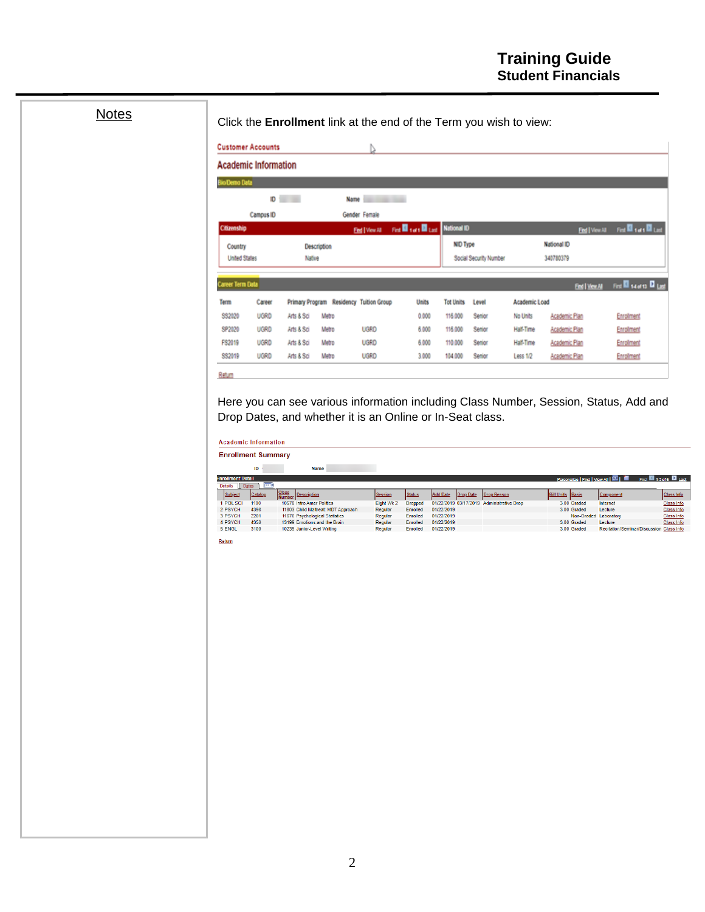Notes

Click the **Enrollment** link at the end of the Term you wish to view:

**Customer Accounts**

**Academic Information**

**Bio/Demo Data**

ID | Name

Campus ID | Gender Female

**Citizenship**

| Country | Description |
|---|---|
| United States | Native |

**National ID**

| NID Type | National ID |
|---|---|
| Social Security Number | 340780379 |

**Career Term Data**

| Term | Career | Primary Program | Residency | Tuition Group | Units | Tot Units | Level | Academic Load | | |
|---|---|---|---|---|---|---|---|---|---|---|
| SS2020 | UGRD | Arts & Sci | Metro | | 0.000 | 116.000 | Senior | No Units | Academic Plan | Enrollment |
| SP2020 | UGRD | Arts & Sci | Metro | UGRD | 6.000 | 116.000 | Senior | Half-Time | Academic Plan | Enrollment |
| FS2019 | UGRD | Arts & Sci | Metro | UGRD | 6.000 | 110.000 | Senior | Half-Time | Academic Plan | Enrollment |
| SS2019 | UGRD | Arts & Sci | Metro | UGRD | 3.000 | 104.000 | Senior | Less 1/2 | Academic Plan | Enrollment |

Return

Here you can see various information including Class Number, Session, Status, Add and Drop Dates, and whether it is an Online or In-Seat class.

**Academic Information**

**Enrollment Summary**

ID | Name

**Enrollment Detail**

| | Subject | Catalog | Class Number | Description | Session | Status | Add Date | Drop Date | Drop Reason | Bill Units | Basis | Component | Class Info |
|---|---|---|---|---|---|---|---|---|---|---|---|---|---|
| 1 | POL SCI | 1100 | 10578 | Intro Amer Politics | Eight Wk 2 | Dropped | 01/22/2019 | 03/17/2019 | Administrative Drop | 3.00 | Graded | Internet | Class Info |
| 2 | PSYCH | 4398 | 11803 | Child Maltreat: MDT Approach | Regular | Enrolled | 01/22/2019 | | | 3.00 | Graded | Lecture | Class Info |
| 3 | PSYCH | 2201 | 11670 | Psychological Statistics | Regular | Enrolled | 01/22/2019 | | | | Non-Graded | Laboratory | Class Info |
| 4 | PSYCH | 4350 | 13199 | Emotions and the Brain | Regular | Enrolled | 01/22/2019 | | | 3.00 | Graded | Lecture | Class Info |
| 5 | ENGL | 3100 | 10239 | Junior-Level Writing | Regular | Enrolled | 01/22/2019 | | | 3.00 | Graded | Recitation/Seminar/Discussion | Class Info |

Return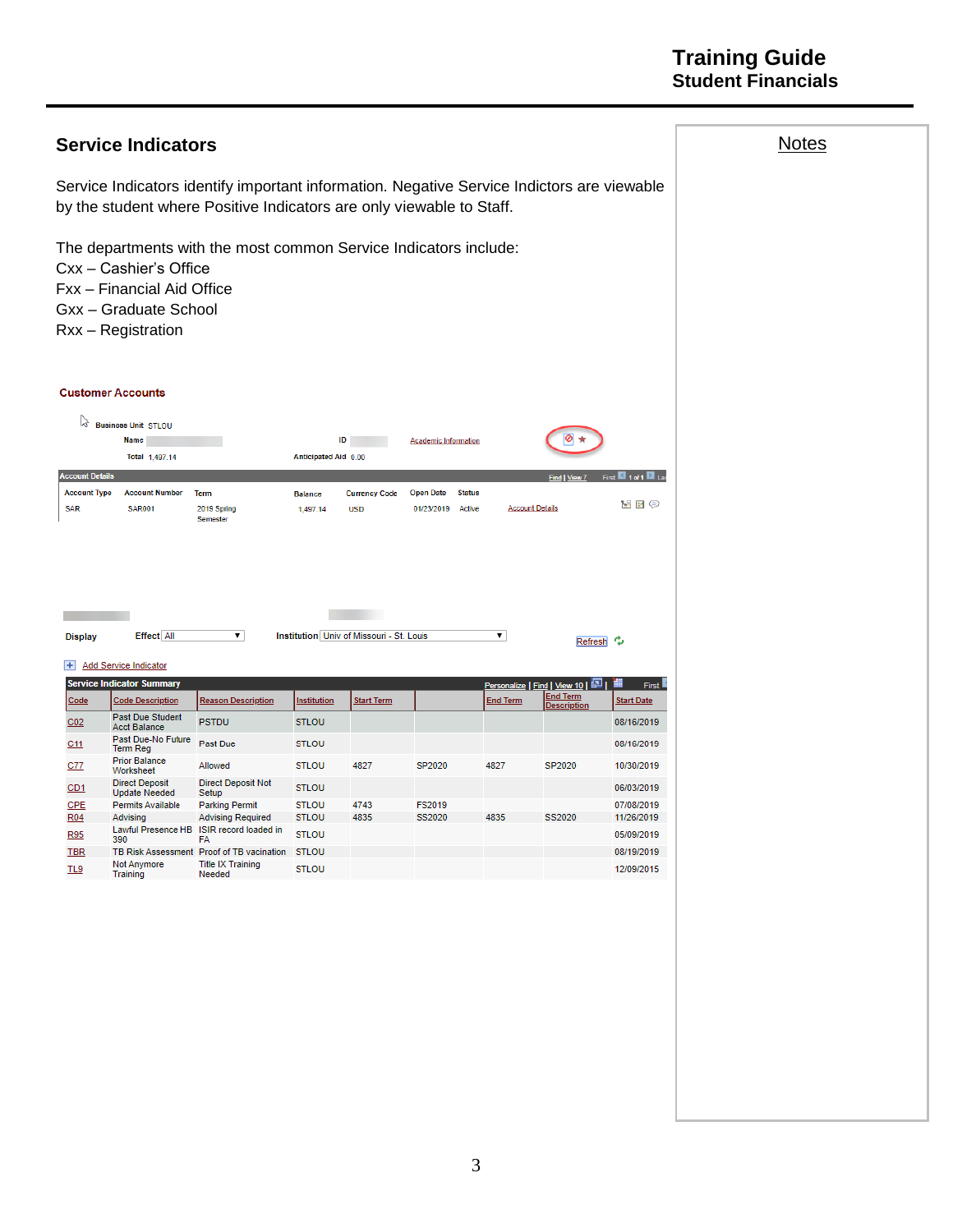## Service Indicators

Service Indicators identify important information. Negative Service Indictors are viewable by the student where Positive Indicators are only viewable to Staff.

The departments with the most common Service Indicators include:
Cxx – Cashier's Office
Fxx – Financial Aid Office
Gxx – Graduate School
Rxx – Registration

**Customer Accounts**

Business Unit STLOU
Name
ID
Academic Information
Total 1,497.14
Anticipated Aid 0.00

**Account Details**

| Account Type | Account Number | Term | Balance | Currency Code | Open Date | Status | |
|---|---|---|---|---|---|---|---|
| SAR | SAR001 | 2019 Spring Semester | 1,497.14 | USD | 01/23/2019 | Active | Account Details |

Display Effect All Institution Univ of Missouri - St. Louis Refresh

Add Service Indicator

**Service Indicator Summary**

| Code | Code Description | Reason Description | Institution | Start Term | | End Term | End Term Description | Start Date |
|---|---|---|---|---|---|---|---|---|
| C02 | Past Due Student Acct Balance | PSTDU | STLOU | | | | | 08/16/2019 |
| C11 | Past Due-No Future Term Reg | Past Due | STLOU | | | | | 08/16/2019 |
| C77 | Prior Balance Worksheet | Allowed | STLOU | 4827 | SP2020 | 4827 | SP2020 | 10/30/2019 |
| CD1 | Direct Deposit Update Needed | Direct Deposit Not Setup | STLOU | | | | | 06/03/2019 |
| CPE | Permits Available | Parking Permit | STLOU | 4743 | FS2019 | | | 07/08/2019 |
| R04 | Advising | Advising Required | STLOU | 4835 | SS2020 | 4835 | SS2020 | 11/26/2019 |
| R95 | Lawful Presence HB 390 | ISIR record loaded in FA | STLOU | | | | | 05/09/2019 |
| TBR | TB Risk Assessment | Proof of TB vacination | STLOU | | | | | 08/19/2019 |
| TL9 | Not Anymore Training | Title IX Training Needed | STLOU | | | | | 12/09/2015 |

Notes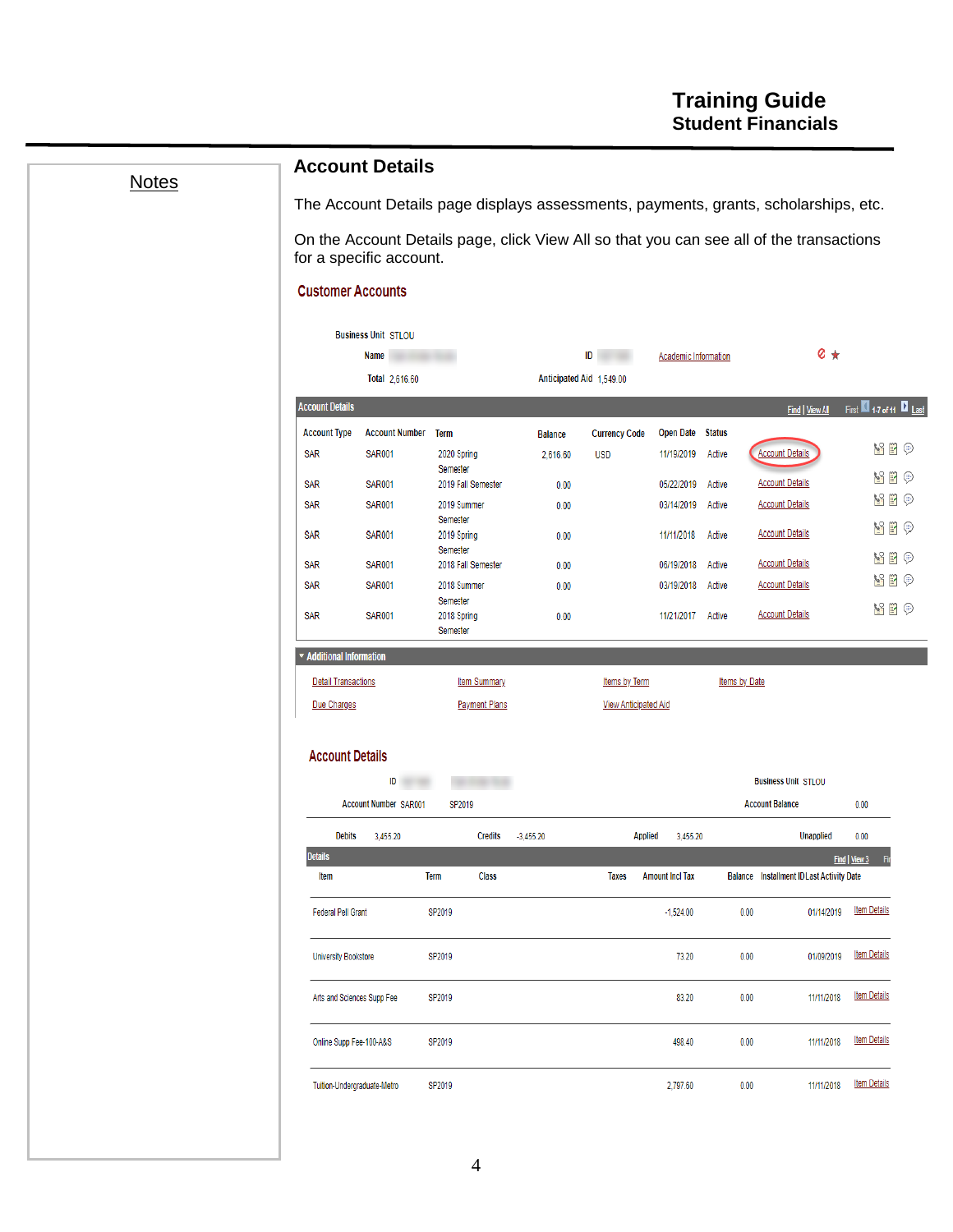Notes

## Account Details

The Account Details page displays assessments, payments, grants, scholarships, etc.

On the Account Details page, click View All so that you can see all of the transactions for a specific account.

### Customer Accounts

Business Unit STLOU

Name

ID

Academic Information

Total 2,616.60

Anticipated Aid 1,549.00

**Account Details** — Find | View All — First 1-7 of 11 Last

| Account Type | Account Number | Term | Balance | Currency Code | Open Date | Status | |
|---|---|---|---|---|---|---|---|
| SAR | SAR001 | 2020 Spring Semester | 2,616.60 | USD | 11/19/2019 | Active | Account Details |
| SAR | SAR001 | 2019 Fall Semester | 0.00 | | 05/22/2019 | Active | Account Details |
| SAR | SAR001 | 2019 Summer Semester | 0.00 | | 03/14/2019 | Active | Account Details |
| SAR | SAR001 | 2019 Spring Semester | 0.00 | | 11/11/2018 | Active | Account Details |
| SAR | SAR001 | 2018 Fall Semester | 0.00 | | 06/19/2018 | Active | Account Details |
| SAR | SAR001 | 2018 Summer Semester | 0.00 | | 03/19/2018 | Active | Account Details |
| SAR | SAR001 | 2018 Spring Semester | 0.00 | | 11/21/2017 | Active | Account Details |

**Additional Information**

Detail Transactions | Item Summary | Items by Term | Items by Date

Due Charges | Payment Plans | View Anticipated Aid

### Account Details

ID

Business Unit STLOU

Account Number SAR001 SP2019

Account Balance 0.00

Debits 3,455.20 Credits -3,455.20 Applied 3,455.20 Unapplied 0.00

**Details** — Find | View 3

| Item | Term | Class | Taxes | Amount Incl Tax | Balance | Installment ID | Last Activity Date | |
|---|---|---|---|---|---|---|---|---|
| Federal Pell Grant | SP2019 | | | -1,524.00 | 0.00 | | 01/14/2019 | Item Details |
| University Bookstore | SP2019 | | | 73.20 | 0.00 | | 01/09/2019 | Item Details |
| Arts and Sciences Supp Fee | SP2019 | | | 83.20 | 0.00 | | 11/11/2018 | Item Details |
| Online Supp Fee-100-A&S | SP2019 | | | 498.40 | 0.00 | | 11/11/2018 | Item Details |
| Tuition-Undergraduate-Metro | SP2019 | | | 2,797.60 | 0.00 | | 11/11/2018 | Item Details |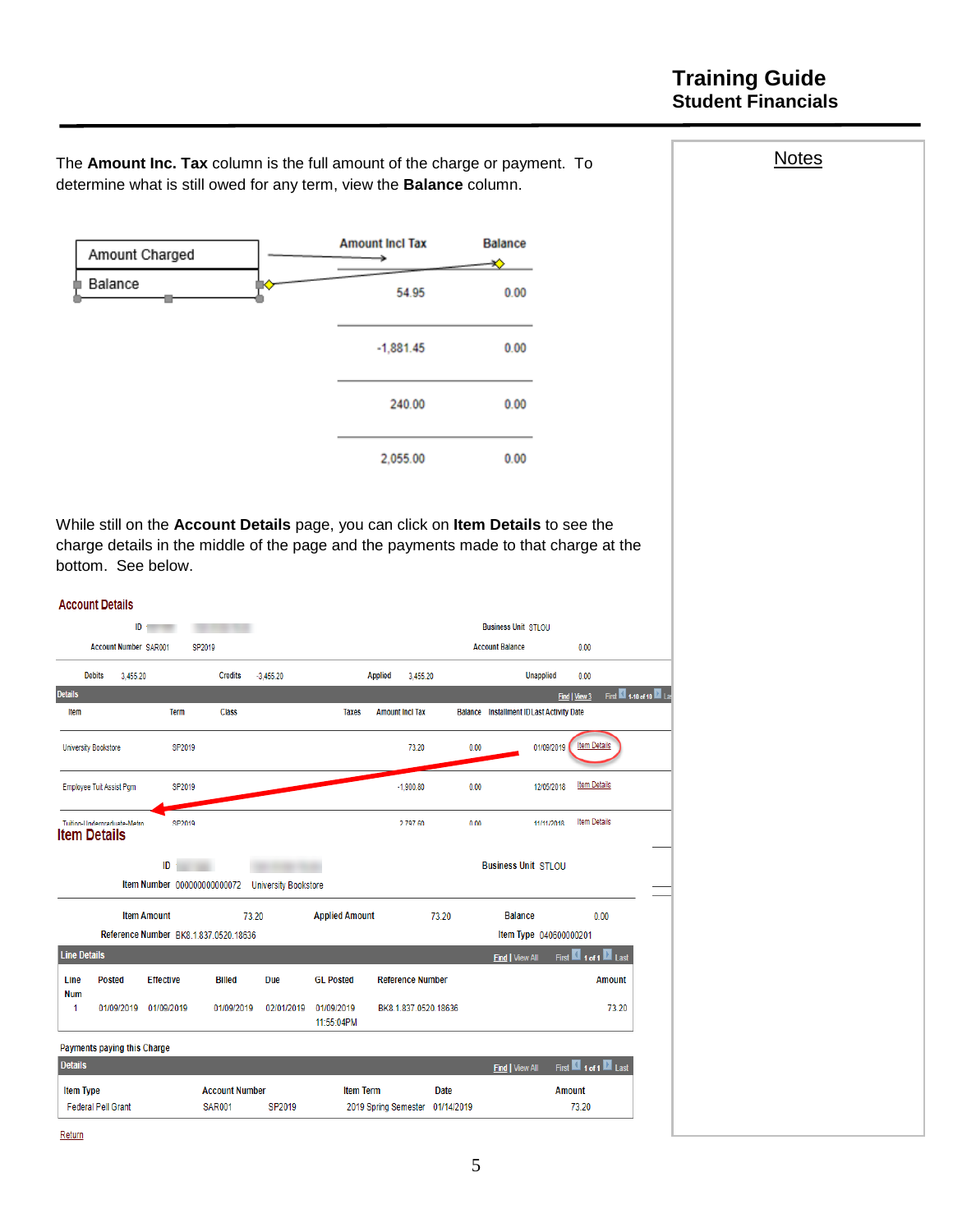Notes

The **Amount Inc. Tax** column is the full amount of the charge or payment. To determine what is still owed for any term, view the **Balance** column.

| Amount Incl Tax | Balance |
|---|---|
| 54.95 | 0.00 |
| -1,881.45 | 0.00 |
| 240.00 | 0.00 |
| 2,055.00 | 0.00 |

Amount Charged → Amount Incl Tax
Balance → Balance

While still on the **Account Details** page, you can click on **Item Details** to see the charge details in the middle of the page and the payments made to that charge at the bottom. See below.

## Account Details

ID

Business Unit STLOU

Account Number SAR001 SP2019

Account Balance 0.00

Debits 3,455.20 Credits -3,455.20 Applied 3,455.20 Unapplied 0.00

**Details**

| Item | Term | Class | Taxes | Amount Incl Tax | Balance | Installment ID | Last Activity Date | |
|---|---|---|---|---|---|---|---|---|
| University Bookstore | SP2019 | | | 73.20 | 0.00 | | 01/09/2019 | Item Details |
| Employee Tuit Assist Pgm | SP2019 | | | -1,900.80 | 0.00 | | 12/05/2018 | Item Details |
| Tuition-Undergraduate-Metro | SP2019 | | | 2,797.60 | 0.00 | | 11/11/2018 | Item Details |

## Item Details

ID

Business Unit STLOU

Item Number 000000000000072 University Bookstore

Item Amount 73.20 Applied Amount 73.20 Balance 0.00

Reference Number BK8.1.837.0520.18636 Item Type 040500000201

**Line Details**

| Line Num | Posted | Effective | Billed | Due | GL Posted | Reference Number | Amount |
|---|---|---|---|---|---|---|---|
| 1 | 01/09/2019 | 01/09/2019 | 01/09/2019 | 02/01/2019 | 01/09/2019 11:55:04PM | BK8.1.837.0520.18636 | 73.20 |

Payments paying this Charge

**Details**

| Item Type | Account Number | | Item Term | Date | Amount |
|---|---|---|---|---|---|
| Federal Pell Grant | SAR001 | SP2019 | 2019 Spring Semester | 01/14/2019 | 73.20 |

Return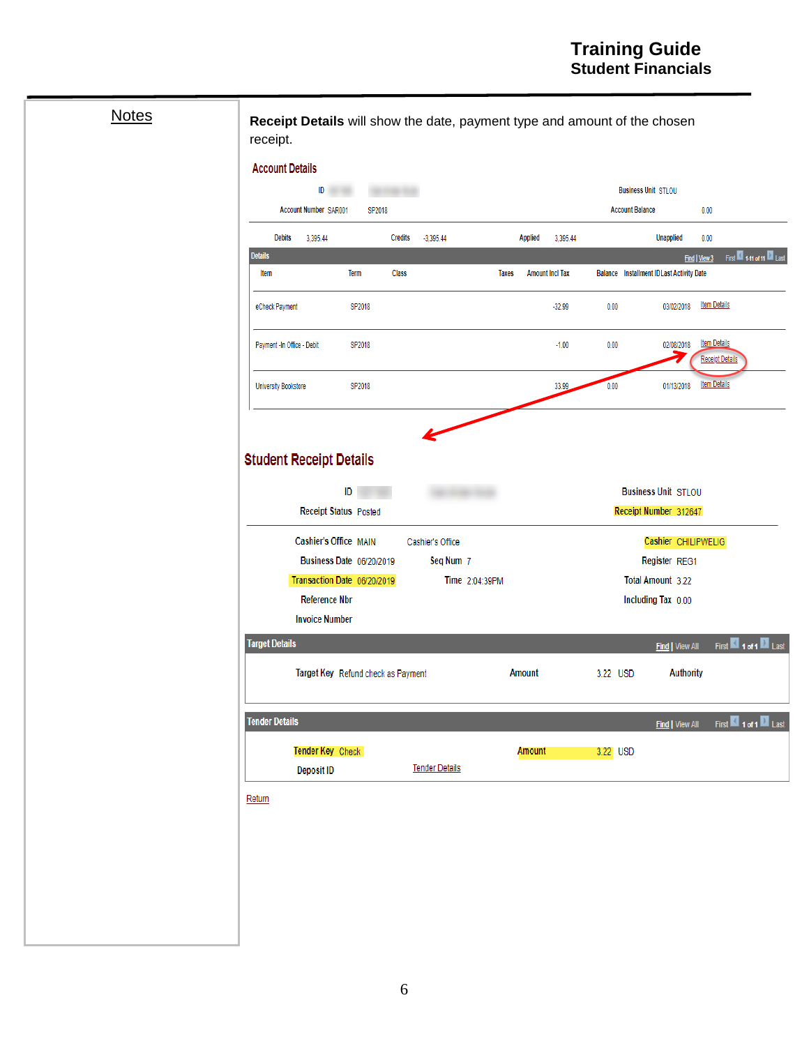Notes

**Receipt Details** will show the date, payment type and amount of the chosen receipt.

## Account Details

ID

Account Number SAR001 SP2018

Business Unit STLOU

Account Balance 0.00

Debits 3,395.44 Credits -3,395.44 Applied 3,395.44 Unapplied 0.00

Details — Find | View 3 — First 1-11 of 11 Last

| Item | Term | Class | Taxes | Amount Incl Tax | Balance | Installment ID | Last Activity Date | |
|---|---|---|---|---|---|---|---|---|
| eCheck Payment | SP2018 | | | -32.99 | 0.00 | | 03/02/2018 | Item Details |
| Payment -In Office - Debit | SP2018 | | | -1.00 | 0.00 | | 02/08/2018 | Item Details<br>Receipt Details |
| University Bookstore | SP2018 | | | 33.99 | 0.00 | | 01/13/2018 | Item Details |

## Student Receipt Details

ID

Business Unit STLOU

Receipt Status Posted

Receipt Number 312647

Cashier's Office MAIN — Cashier's Office

Cashier CHILIPWELIG

Business Date 06/20/2019

Seq Num 7

Register REG1

Transaction Date 06/20/2019

Time 2:04:39PM

Total Amount 3.22

Reference Nbr

Including Tax 0.00

Invoice Number

**Target Details** — Find | View All — First 1 of 1 Last

Target Key Refund check as Payment — Amount 3.22 USD — Authority

**Tender Details** — Find | View All — First 1 of 1 Last

Tender Key Check — Amount 3.22 USD

Deposit ID — Tender Details

Return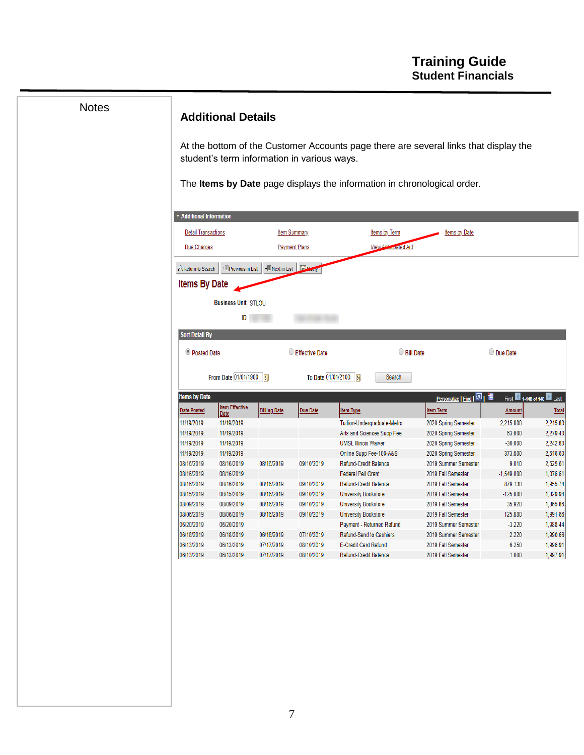Notes

## Additional Details

At the bottom of the Customer Accounts page there are several links that display the student's term information in various ways.

The **Items by Date** page displays the information in chronological order.

**Additional Information**

Detail Transactions | Item Summary | Items by Term | Items by Date
Due Charges | Payment Plans | View Anticipated Aid

Return to Search | Previous in List | Next in List | Notify

### Items By Date

Business Unit STLOU

ID

**Sort Detail By**

Posted Date | Effective Date | Bill Date | Due Date

From Date 01/01/1900 To Date 01/01/2100 Search

**Items by Date** Personalize | Find | First 1-148 of 148 Last

| Date Posted | Item Effective Date | Billing Date | Due Date | Item Type | Item Term | Amount | Total |
|---|---|---|---|---|---|---|---|
| 11/19/2019 | 11/19/2019 | | | Tuition-Undergraduate-Metro | 2020 Spring Semester | 2,215.800 | 2,215.80 |
| 11/19/2019 | 11/19/2019 | | | Arts and Sciences Supp Fee | 2020 Spring Semester | 63.600 | 2,279.40 |
| 11/19/2019 | 11/19/2019 | | | UMSL Illinois Waiver | 2020 Spring Semester | -36.600 | 2,242.80 |
| 11/19/2019 | 11/19/2019 | | | Online Supp Fee-100-A&S | 2020 Spring Semester | 373.800 | 2,616.60 |
| 08/16/2019 | 08/16/2019 | 08/16/2019 | 09/10/2019 | Refund-Credit Balance | 2019 Summer Semester | 9.010 | 2,625.61 |
| 08/16/2019 | 08/16/2019 | | | Federal Pell Grant | 2019 Fall Semester | -1,549.000 | 1,076.61 |
| 08/16/2019 | 08/16/2019 | 08/16/2019 | 09/10/2019 | Refund-Credit Balance | 2019 Fall Semester | 879.130 | 1,955.74 |
| 08/15/2019 | 08/15/2019 | 08/16/2019 | 09/10/2019 | University Bookstore | 2019 Fall Semester | -125.800 | 1,829.94 |
| 08/09/2019 | 08/09/2019 | 08/16/2019 | 09/10/2019 | University Bookstore | 2019 Fall Semester | 35.920 | 1,865.86 |
| 08/06/2019 | 08/06/2019 | 08/16/2019 | 09/10/2019 | University Bookstore | 2019 Fall Semester | 125.800 | 1,991.66 |
| 06/20/2019 | 06/20/2019 | | | Payment - Returned Refund | 2019 Summer Semester | -3.220 | 1,988.44 |
| 06/18/2019 | 06/18/2019 | 06/18/2019 | 07/10/2019 | Refund-Send to Cashiers | 2019 Summer Semester | 2.220 | 1,990.66 |
| 06/13/2019 | 06/13/2019 | 07/17/2019 | 08/10/2019 | E-Credit Card Refund | 2019 Fall Semester | 6.250 | 1,996.91 |
| 06/13/2019 | 06/13/2019 | 07/17/2019 | 08/10/2019 | Refund-Credit Balance | 2019 Fall Semester | 1.000 | 1,997.91 |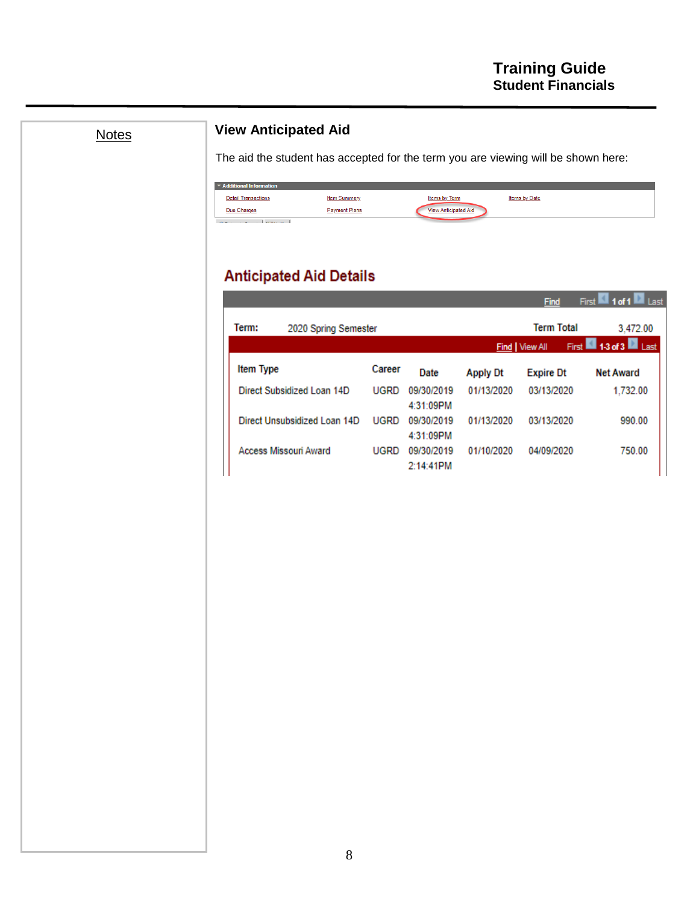Notes

## View Anticipated Aid

The aid the student has accepted for the term you are viewing will be shown here:

Additional Information

| | | | |
|---|---|---|---|
| Detail Transactions | Item Summary | Items by Term | Items by Date |
| Due Charges | Payment Plans | View Anticipated Aid | |

## Anticipated Aid Details

Find First 1 of 1 Last

**Term:** 2020 Spring Semester **Term Total** 3,472.00

Find | View All First 1-3 of 3 Last

| Item Type | Career | Date | Apply Dt | Expire Dt | Net Award |
|---|---|---|---|---|---|
| Direct Subsidized Loan 14D | UGRD | 09/30/2019 4:31:09PM | 01/13/2020 | 03/13/2020 | 1,732.00 |
| Direct Unsubsidized Loan 14D | UGRD | 09/30/2019 4:31:09PM | 01/13/2020 | 03/13/2020 | 990.00 |
| Access Missouri Award | UGRD | 09/30/2019 2:14:41PM | 01/10/2020 | 04/09/2020 | 750.00 |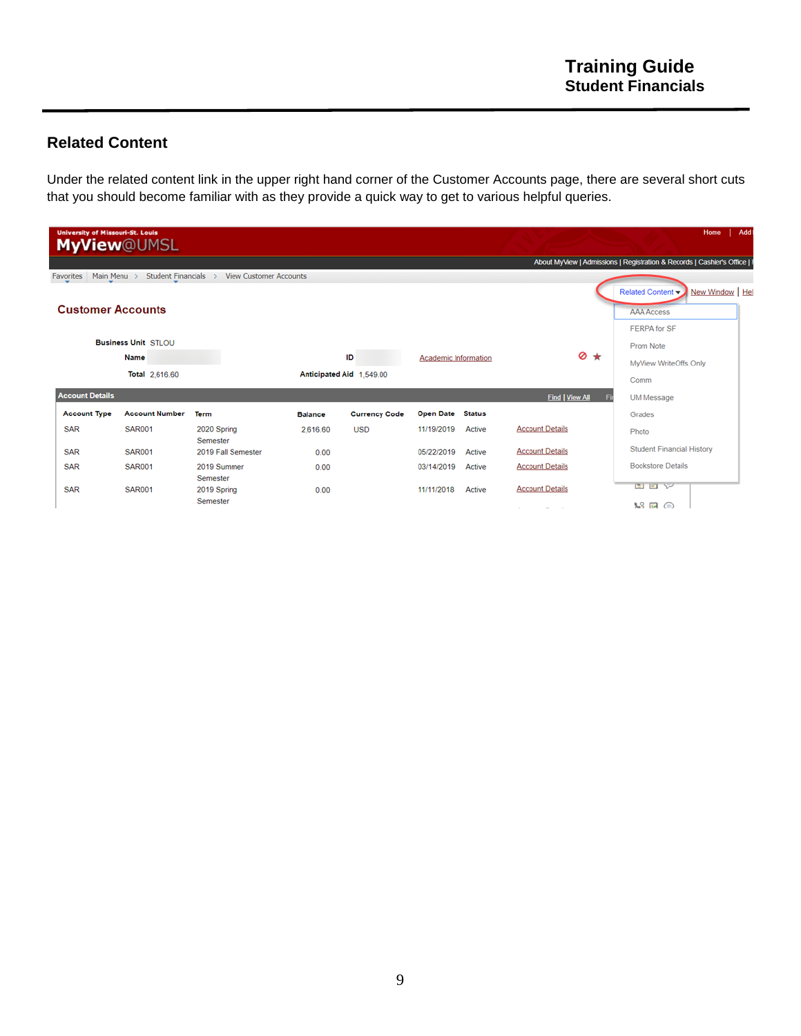## Related Content

Under the related content link in the upper right hand corner of the Customer Accounts page, there are several short cuts that you should become familiar with as they provide a quick way to get to various helpful queries.

University of Missouri-St. Louis
MyView@UMSL

Home | Add

About MyView | Admissions | Registration & Records | Cashier's Office |

Favorites | Main Menu > Student Financials > View Customer Accounts

Related Content ▾ | New Window | Hel

- AAA Access
- FERPA for SF
- Prom Note
- MyView WriteOffs Only
- Comm
- UM Message
- Grades
- Photo
- Student Financial History
- Bookstore Details

**Customer Accounts**

**Business Unit** STLOU

**Name**

**ID**

Academic Information

**Total** 2,616.60

**Anticipated Aid** 1,549.00

**Account Details**

Find | View All

| Account Type | Account Number | Term | Balance | Currency Code | Open Date | Status | |
|---|---|---|---|---|---|---|---|
| SAR | SAR001 | 2020 Spring Semester | 2,616.60 | USD | 11/19/2019 | Active | Account Details |
| SAR | SAR001 | 2019 Fall Semester | 0.00 | | 05/22/2019 | Active | Account Details |
| SAR | SAR001 | 2019 Summer Semester | 0.00 | | 03/14/2019 | Active | Account Details |
| SAR | SAR001 | 2019 Spring Semester | 0.00 | | 11/11/2018 | Active | Account Details |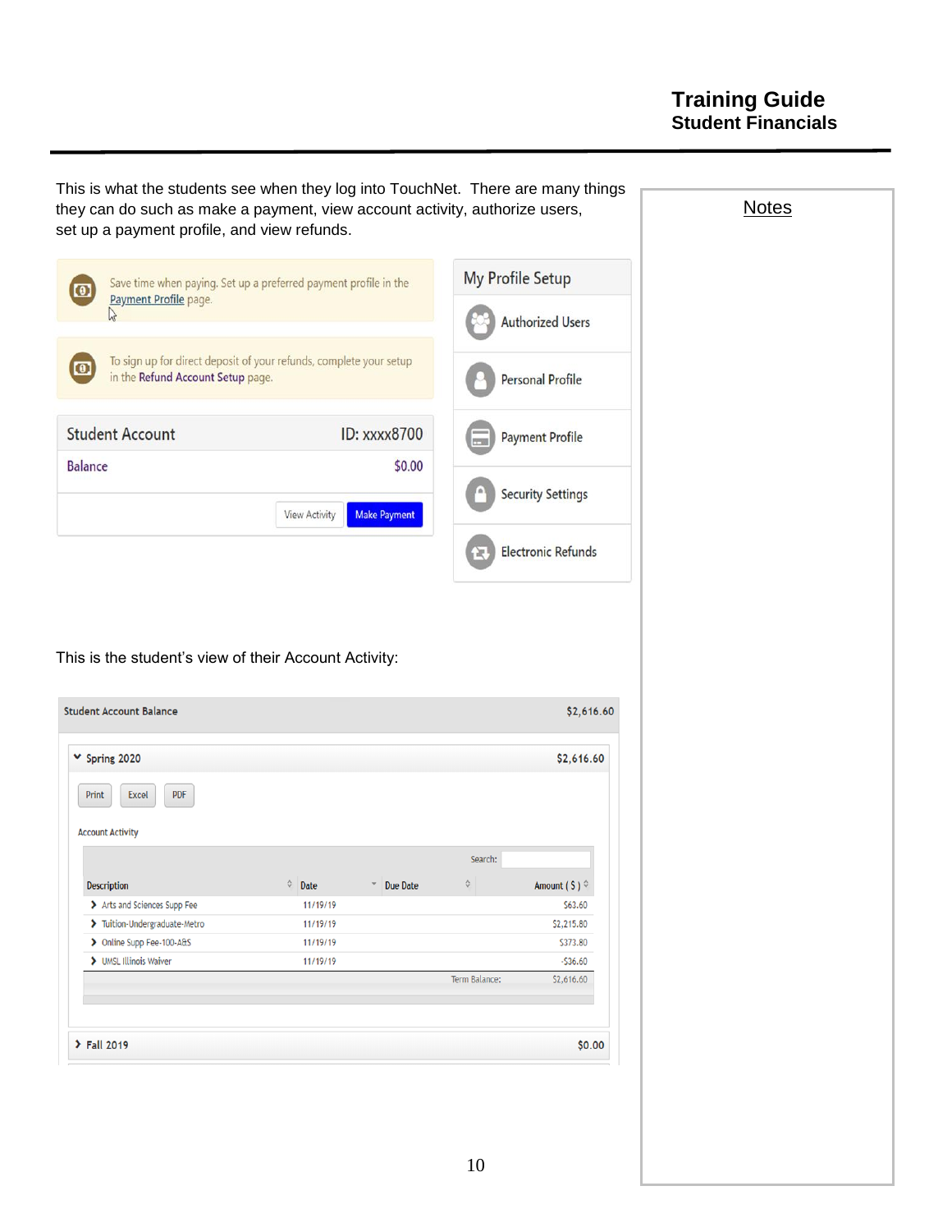This is what the students see when they log into TouchNet. There are many things they can do such as make a payment, view account activity, authorize users, set up a payment profile, and view refunds.

Save time when paying. Set up a preferred payment profile in the Payment Profile page.

To sign up for direct deposit of your refunds, complete your setup in the Refund Account Setup page.

| Student Account | ID: xxxx8700 |
|---|---|
| Balance | $0.00 |

View Activity | Make Payment

**My Profile Setup**

- Authorized Users
- Personal Profile
- Payment Profile
- Security Settings
- Electronic Refunds

This is the student's view of their Account Activity:

**Student Account Balance** $2,616.60

**Spring 2020** $2,616.60

Print | Excel | PDF

Account Activity

Search:

| Description | Date | Due Date | Amount ( $ ) |
|---|---|---|---|
| Arts and Sciences Supp Fee | 11/19/19 | | $63.60 |
| Tuition-Undergraduate-Metro | 11/19/19 | | $2,215.80 |
| Online Supp Fee-100-A&S | 11/19/19 | | $373.80 |
| UMSL Illinois Waiver | 11/19/19 | | -$36.60 |
| | | Term Balance: | $2,616.60 |

**Fall 2019** $0.00

**Notes**